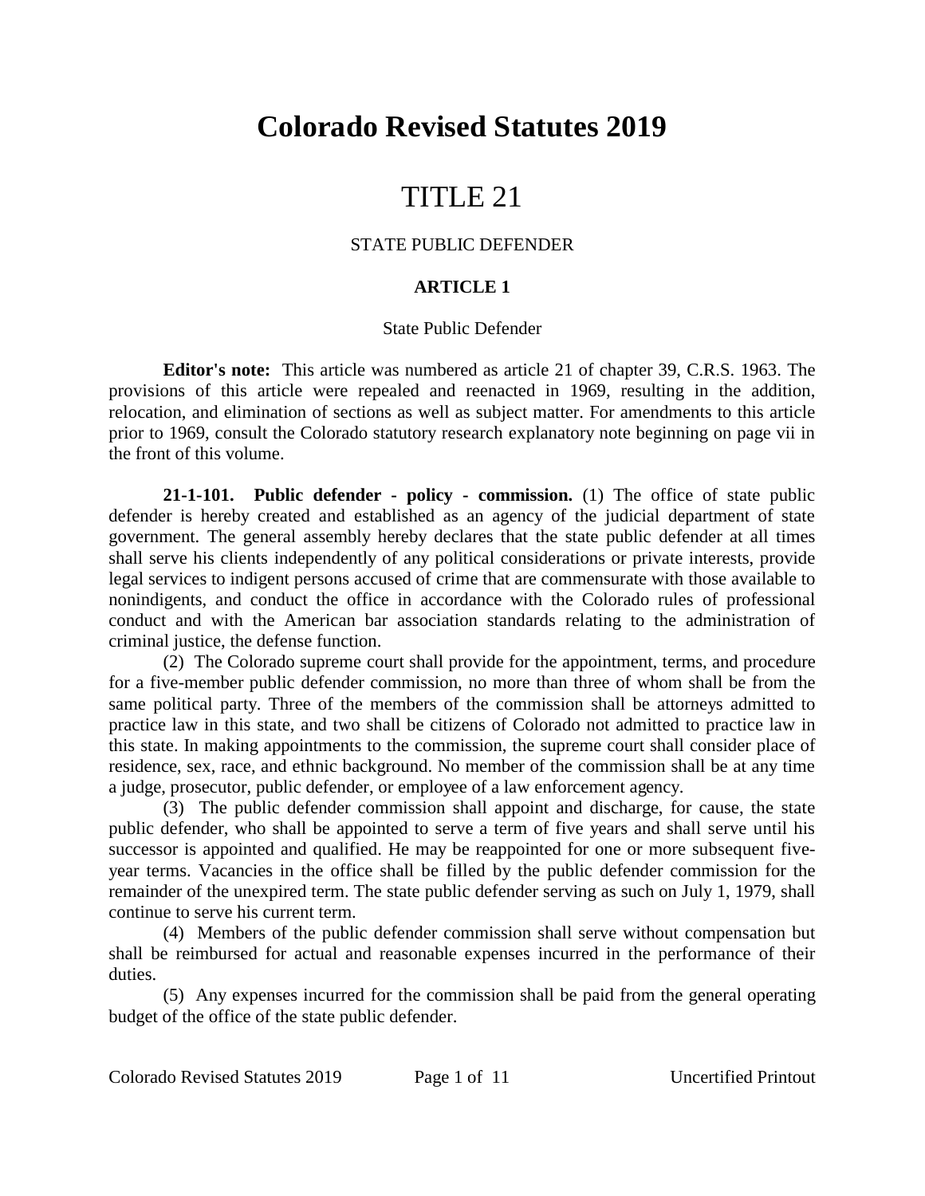# Colorado Revised Statutes 2019

# TITLE 21

## STATE PUBLIC DEFENDER

### ARTICLE 1

State Public Defender

**Editor's note:** This article was numbered as article 21 of chapter 39, C.R.S. 1963. The provisions of this article were repealed and reenacted in 1969, resulting in the addition, relocation, and elimination of sections as well as subject matter. For amendments to this article prior to 1969, consult the Colorado statutory research explanatory note beginning on page vii in the front of this volume.

**21-1-101. Public defender - policy - commission.** (1) The office of state public defender is hereby created and established as an agency of the judicial department of state government. The general assembly hereby declares that the state public defender at all times shall serve his clients independently of any political considerations or private interests, provide legal services to indigent persons accused of crime that are commensurate with those available to nonindigents, and conduct the office in accordance with the Colorado rules of professional conduct and with the American bar association standards relating to the administration of criminal justice, the defense function.

(2) The Colorado supreme court shall provide for the appointment, terms, and procedure for a five-member public defender commission, no more than three of whom shall be from the same political party. Three of the members of the commission shall be attorneys admitted to practice law in this state, and two shall be citizens of Colorado not admitted to practice law in this state. In making appointments to the commission, the supreme court shall consider place of residence, sex, race, and ethnic background. No member of the commission shall be at any time a judge, prosecutor, public defender, or employee of a law enforcement agency.

(3) The public defender commission shall appoint and discharge, for cause, the state public defender, who shall be appointed to serve a term of five years and shall serve until his successor is appointed and qualified. He may be reappointed for one or more subsequent five-year terms. Vacancies in the office shall be filled by the public defender commission for the remainder of the unexpired term. The state public defender serving as such on July 1, 1979, shall continue to serve his current term.

(4) Members of the public defender commission shall serve without compensation but shall be reimbursed for actual and reasonable expenses incurred in the performance of their duties.

(5) Any expenses incurred for the commission shall be paid from the general operating budget of the office of the state public defender.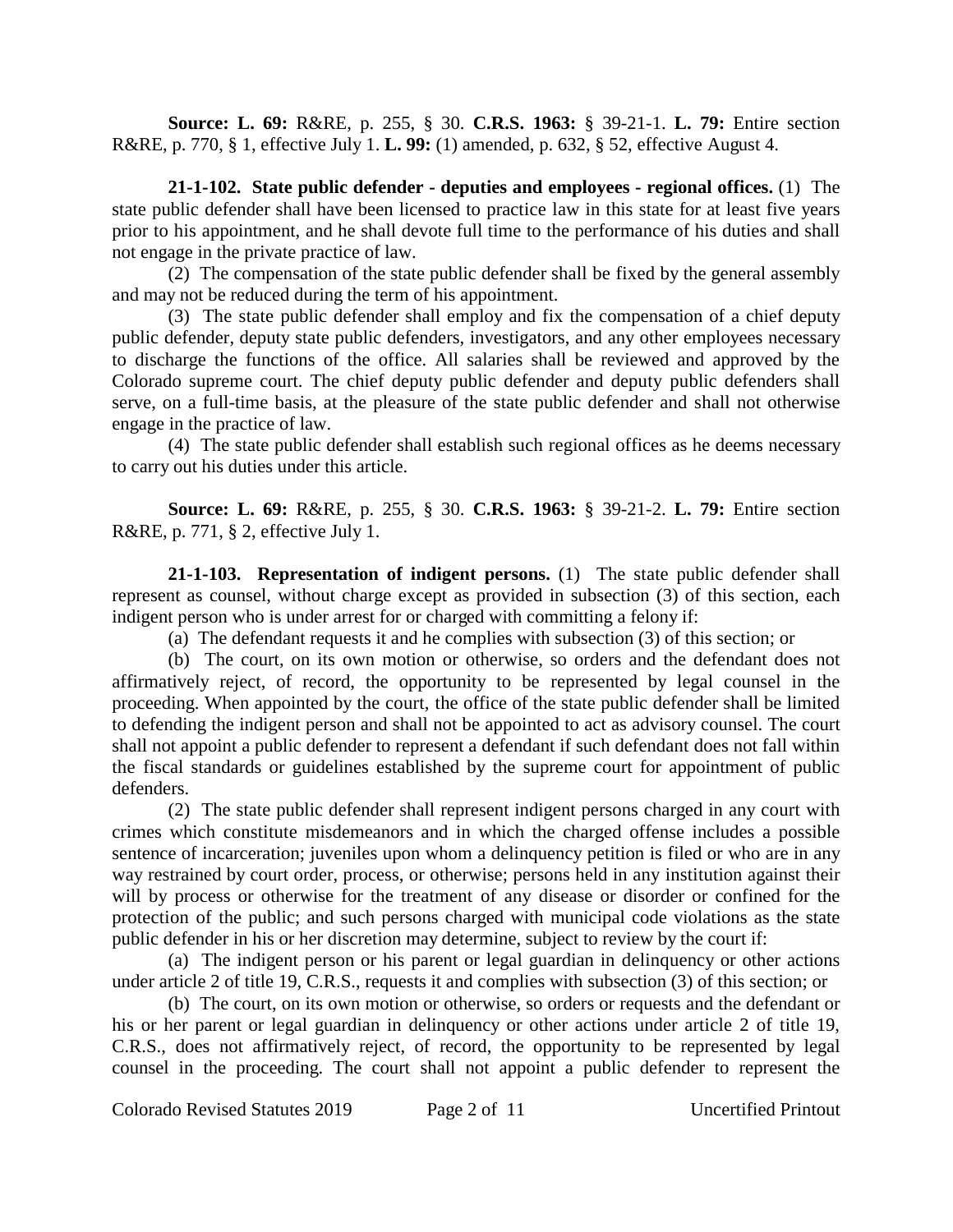**Source: L. 69:** R&RE, p. 255, § 30. **C.R.S. 1963:** § 39-21-1. **L. 79:** Entire section R&RE, p. 770, § 1, effective July 1. **L. 99:** (1) amended, p. 632, § 52, effective August 4.

**21-1-102. State public defender - deputies and employees - regional offices.** (1) The state public defender shall have been licensed to practice law in this state for at least five years prior to his appointment, and he shall devote full time to the performance of his duties and shall not engage in the private practice of law.

(2) The compensation of the state public defender shall be fixed by the general assembly and may not be reduced during the term of his appointment.

(3) The state public defender shall employ and fix the compensation of a chief deputy public defender, deputy state public defenders, investigators, and any other employees necessary to discharge the functions of the office. All salaries shall be reviewed and approved by the Colorado supreme court. The chief deputy public defender and deputy public defenders shall serve, on a full-time basis, at the pleasure of the state public defender and shall not otherwise engage in the practice of law.

(4) The state public defender shall establish such regional offices as he deems necessary to carry out his duties under this article.

**Source: L. 69:** R&RE, p. 255, § 30. **C.R.S. 1963:** § 39-21-2. **L. 79:** Entire section R&RE, p. 771, § 2, effective July 1.

**21-1-103. Representation of indigent persons.** (1) The state public defender shall represent as counsel, without charge except as provided in subsection (3) of this section, each indigent person who is under arrest for or charged with committing a felony if:

(a) The defendant requests it and he complies with subsection (3) of this section; or

(b) The court, on its own motion or otherwise, so orders and the defendant does not affirmatively reject, of record, the opportunity to be represented by legal counsel in the proceeding. When appointed by the court, the office of the state public defender shall be limited to defending the indigent person and shall not be appointed to act as advisory counsel. The court shall not appoint a public defender to represent a defendant if such defendant does not fall within the fiscal standards or guidelines established by the supreme court for appointment of public defenders.

(2) The state public defender shall represent indigent persons charged in any court with crimes which constitute misdemeanors and in which the charged offense includes a possible sentence of incarceration; juveniles upon whom a delinquency petition is filed or who are in any way restrained by court order, process, or otherwise; persons held in any institution against their will by process or otherwise for the treatment of any disease or disorder or confined for the protection of the public; and such persons charged with municipal code violations as the state public defender in his or her discretion may determine, subject to review by the court if:

(a) The indigent person or his parent or legal guardian in delinquency or other actions under article 2 of title 19, C.R.S., requests it and complies with subsection (3) of this section; or

(b) The court, on its own motion or otherwise, so orders or requests and the defendant or his or her parent or legal guardian in delinquency or other actions under article 2 of title 19, C.R.S., does not affirmatively reject, of record, the opportunity to be represented by legal counsel in the proceeding. The court shall not appoint a public defender to represent the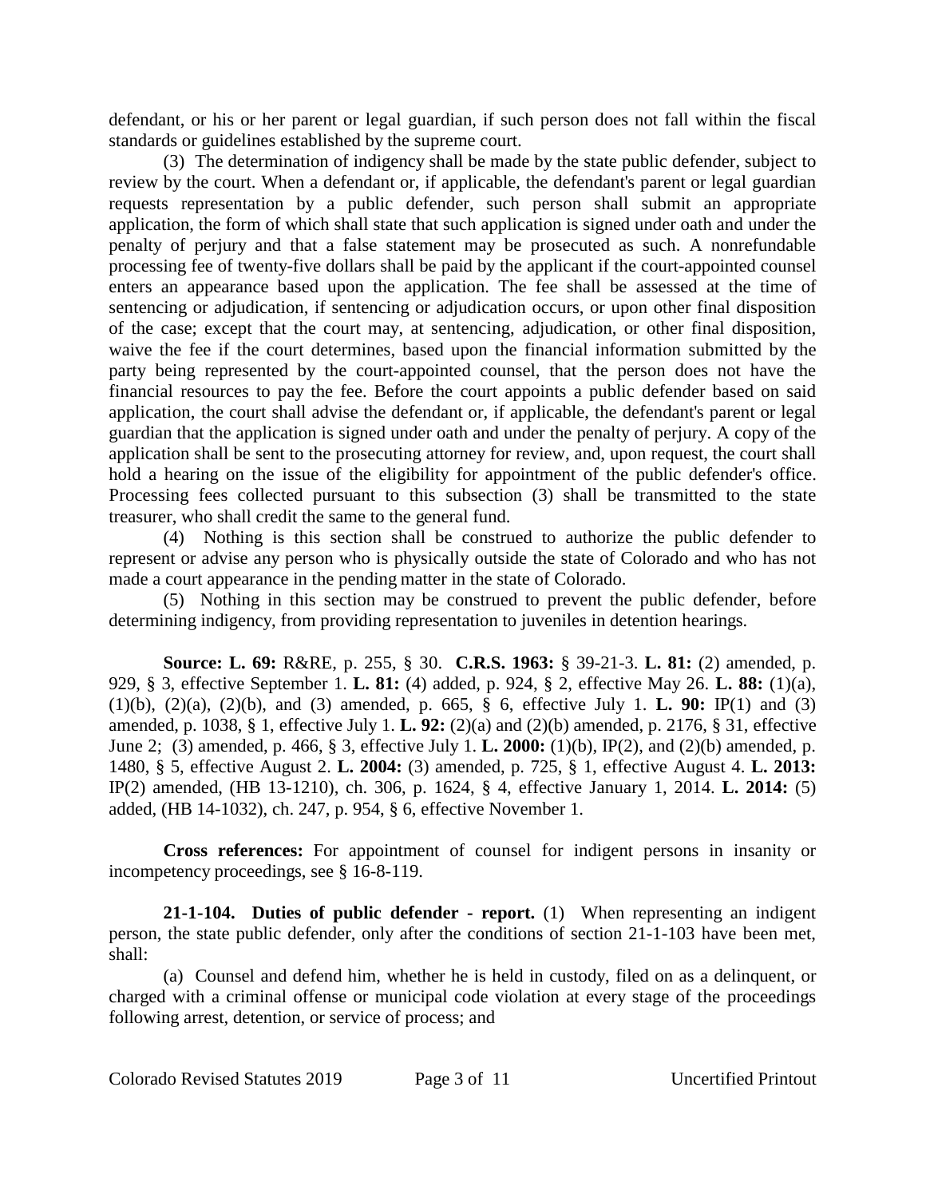defendant, or his or her parent or legal guardian, if such person does not fall within the fiscal standards or guidelines established by the supreme court.

(3) The determination of indigency shall be made by the state public defender, subject to review by the court. When a defendant or, if applicable, the defendant's parent or legal guardian requests representation by a public defender, such person shall submit an appropriate application, the form of which shall state that such application is signed under oath and under the penalty of perjury and that a false statement may be prosecuted as such. A nonrefundable processing fee of twenty-five dollars shall be paid by the applicant if the court-appointed counsel enters an appearance based upon the application. The fee shall be assessed at the time of sentencing or adjudication, if sentencing or adjudication occurs, or upon other final disposition of the case; except that the court may, at sentencing, adjudication, or other final disposition, waive the fee if the court determines, based upon the financial information submitted by the party being represented by the court-appointed counsel, that the person does not have the financial resources to pay the fee. Before the court appoints a public defender based on said application, the court shall advise the defendant or, if applicable, the defendant's parent or legal guardian that the application is signed under oath and under the penalty of perjury. A copy of the application shall be sent to the prosecuting attorney for review, and, upon request, the court shall hold a hearing on the issue of the eligibility for appointment of the public defender's office. Processing fees collected pursuant to this subsection (3) shall be transmitted to the state treasurer, who shall credit the same to the general fund.

(4) Nothing is this section shall be construed to authorize the public defender to represent or advise any person who is physically outside the state of Colorado and who has not made a court appearance in the pending matter in the state of Colorado.

(5) Nothing in this section may be construed to prevent the public defender, before determining indigency, from providing representation to juveniles in detention hearings.

**Source: L. 69:** R&RE, p. 255, § 30. **C.R.S. 1963:** § 39-21-3. **L. 81:** (2) amended, p. 929, § 3, effective September 1. **L. 81:** (4) added, p. 924, § 2, effective May 26. **L. 88:** (1)(a), (1)(b), (2)(a), (2)(b), and (3) amended, p. 665, § 6, effective July 1. **L. 90:** IP(1) and (3) amended, p. 1038, § 1, effective July 1. **L. 92:** (2)(a) and (2)(b) amended, p. 2176, § 31, effective June 2; (3) amended, p. 466, § 3, effective July 1. **L. 2000:** (1)(b), IP(2), and (2)(b) amended, p. 1480, § 5, effective August 2. **L. 2004:** (3) amended, p. 725, § 1, effective August 4. **L. 2013:** IP(2) amended, (HB 13-1210), ch. 306, p. 1624, § 4, effective January 1, 2014. **L. 2014:** (5) added, (HB 14-1032), ch. 247, p. 954, § 6, effective November 1.

**Cross references:** For appointment of counsel for indigent persons in insanity or incompetency proceedings, see § 16-8-119.

**21-1-104. Duties of public defender - report.** (1) When representing an indigent person, the state public defender, only after the conditions of section 21-1-103 have been met, shall:

(a) Counsel and defend him, whether he is held in custody, filed on as a delinquent, or charged with a criminal offense or municipal code violation at every stage of the proceedings following arrest, detention, or service of process; and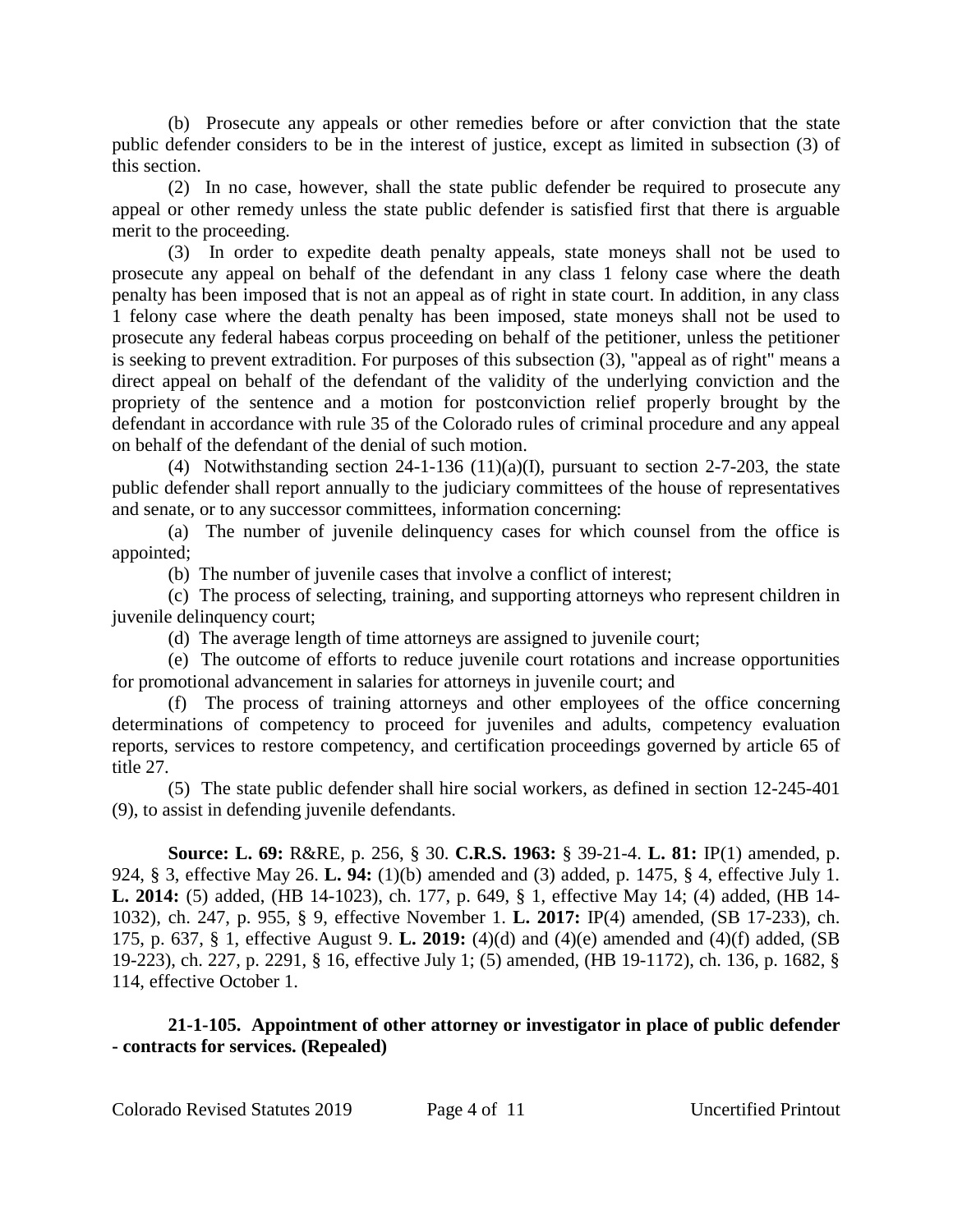(b) Prosecute any appeals or other remedies before or after conviction that the state public defender considers to be in the interest of justice, except as limited in subsection (3) of this section.

(2) In no case, however, shall the state public defender be required to prosecute any appeal or other remedy unless the state public defender is satisfied first that there is arguable merit to the proceeding.

(3) In order to expedite death penalty appeals, state moneys shall not be used to prosecute any appeal on behalf of the defendant in any class 1 felony case where the death penalty has been imposed that is not an appeal as of right in state court. In addition, in any class 1 felony case where the death penalty has been imposed, state moneys shall not be used to prosecute any federal habeas corpus proceeding on behalf of the petitioner, unless the petitioner is seeking to prevent extradition. For purposes of this subsection (3), "appeal as of right" means a direct appeal on behalf of the defendant of the validity of the underlying conviction and the propriety of the sentence and a motion for postconviction relief properly brought by the defendant in accordance with rule 35 of the Colorado rules of criminal procedure and any appeal on behalf of the defendant of the denial of such motion.

(4) Notwithstanding section 24-1-136 (11)(a)(I), pursuant to section 2-7-203, the state public defender shall report annually to the judiciary committees of the house of representatives and senate, or to any successor committees, information concerning:

(a) The number of juvenile delinquency cases for which counsel from the office is appointed;

(b) The number of juvenile cases that involve a conflict of interest;

(c) The process of selecting, training, and supporting attorneys who represent children in juvenile delinquency court;

(d) The average length of time attorneys are assigned to juvenile court;

(e) The outcome of efforts to reduce juvenile court rotations and increase opportunities for promotional advancement in salaries for attorneys in juvenile court; and

(f) The process of training attorneys and other employees of the office concerning determinations of competency to proceed for juveniles and adults, competency evaluation reports, services to restore competency, and certification proceedings governed by article 65 of title 27.

(5) The state public defender shall hire social workers, as defined in section 12-245-401 (9), to assist in defending juvenile defendants.

**Source: L. 69:** R&RE, p. 256, § 30. **C.R.S. 1963:** § 39-21-4. **L. 81:** IP(1) amended, p. 924, § 3, effective May 26. **L. 94:** (1)(b) amended and (3) added, p. 1475, § 4, effective July 1. **L. 2014:** (5) added, (HB 14-1023), ch. 177, p. 649, § 1, effective May 14; (4) added, (HB 14-1032), ch. 247, p. 955, § 9, effective November 1. **L. 2017:** IP(4) amended, (SB 17-233), ch. 175, p. 637, § 1, effective August 9. **L. 2019:** (4)(d) and (4)(e) amended and (4)(f) added, (SB 19-223), ch. 227, p. 2291, § 16, effective July 1; (5) amended, (HB 19-1172), ch. 136, p. 1682, § 114, effective October 1.

**21-1-105. Appointment of other attorney or investigator in place of public defender - contracts for services. (Repealed)**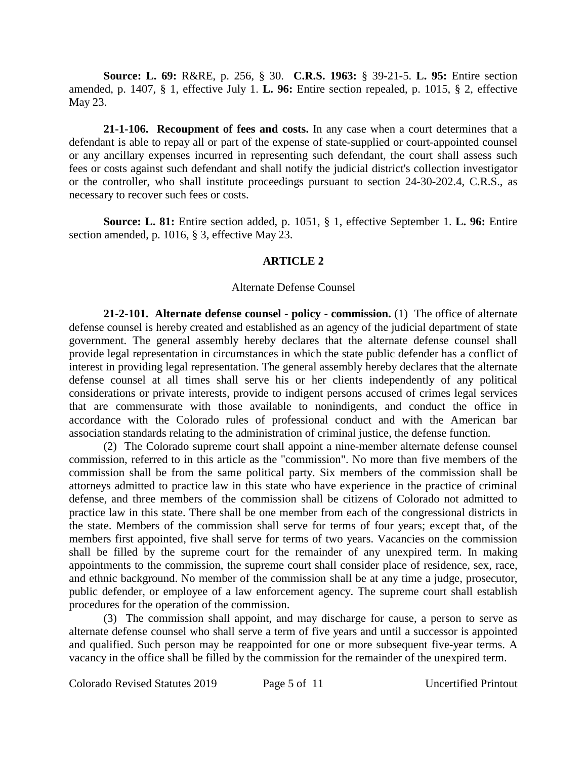**Source: L. 69:** R&RE, p. 256, § 30. **C.R.S. 1963:** § 39-21-5. **L. 95:** Entire section amended, p. 1407, § 1, effective July 1. **L. 96:** Entire section repealed, p. 1015, § 2, effective May 23.

**21-1-106. Recoupment of fees and costs.** In any case when a court determines that a defendant is able to repay all or part of the expense of state-supplied or court-appointed counsel or any ancillary expenses incurred in representing such defendant, the court shall assess such fees or costs against such defendant and shall notify the judicial district's collection investigator or the controller, who shall institute proceedings pursuant to section 24-30-202.4, C.R.S., as necessary to recover such fees or costs.

**Source: L. 81:** Entire section added, p. 1051, § 1, effective September 1. **L. 96:** Entire section amended, p. 1016, § 3, effective May 23.

## ARTICLE 2

### Alternate Defense Counsel

**21-2-101. Alternate defense counsel - policy - commission.** (1) The office of alternate defense counsel is hereby created and established as an agency of the judicial department of state government. The general assembly hereby declares that the alternate defense counsel shall provide legal representation in circumstances in which the state public defender has a conflict of interest in providing legal representation. The general assembly hereby declares that the alternate defense counsel at all times shall serve his or her clients independently of any political considerations or private interests, provide to indigent persons accused of crimes legal services that are commensurate with those available to nonindigents, and conduct the office in accordance with the Colorado rules of professional conduct and with the American bar association standards relating to the administration of criminal justice, the defense function.

(2) The Colorado supreme court shall appoint a nine-member alternate defense counsel commission, referred to in this article as the "commission". No more than five members of the commission shall be from the same political party. Six members of the commission shall be attorneys admitted to practice law in this state who have experience in the practice of criminal defense, and three members of the commission shall be citizens of Colorado not admitted to practice law in this state. There shall be one member from each of the congressional districts in the state. Members of the commission shall serve for terms of four years; except that, of the members first appointed, five shall serve for terms of two years. Vacancies on the commission shall be filled by the supreme court for the remainder of any unexpired term. In making appointments to the commission, the supreme court shall consider place of residence, sex, race, and ethnic background. No member of the commission shall be at any time a judge, prosecutor, public defender, or employee of a law enforcement agency. The supreme court shall establish procedures for the operation of the commission.

(3) The commission shall appoint, and may discharge for cause, a person to serve as alternate defense counsel who shall serve a term of five years and until a successor is appointed and qualified. Such person may be reappointed for one or more subsequent five-year terms. A vacancy in the office shall be filled by the commission for the remainder of the unexpired term.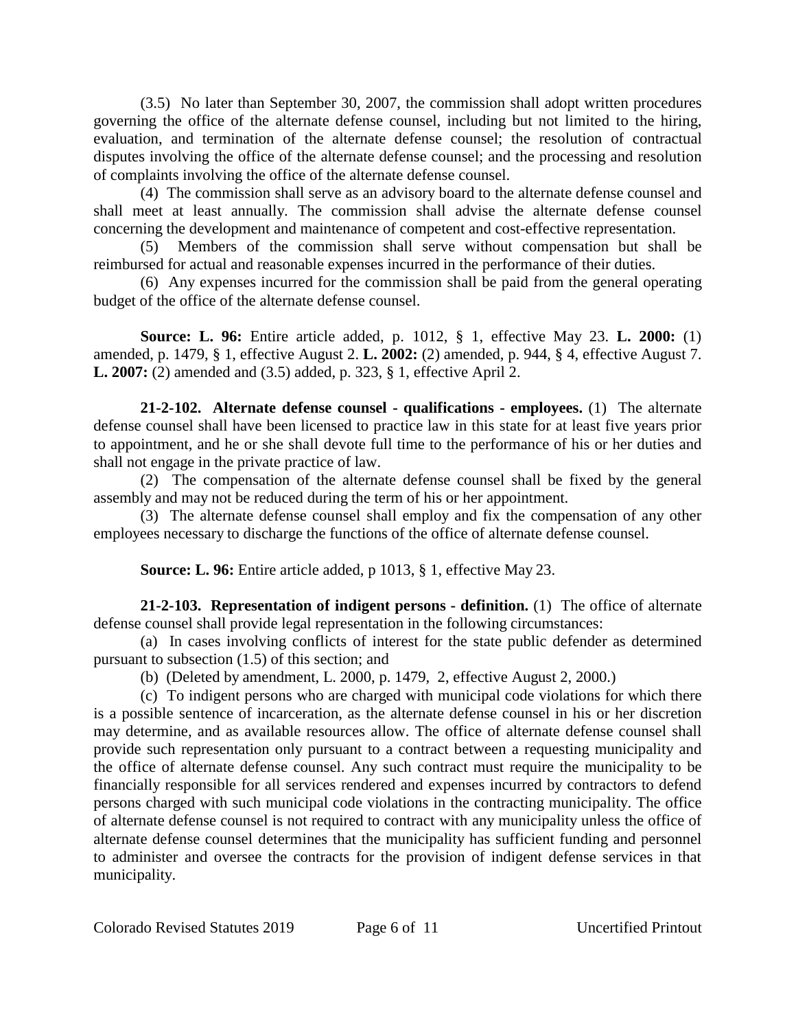(3.5) No later than September 30, 2007, the commission shall adopt written procedures governing the office of the alternate defense counsel, including but not limited to the hiring, evaluation, and termination of the alternate defense counsel; the resolution of contractual disputes involving the office of the alternate defense counsel; and the processing and resolution of complaints involving the office of the alternate defense counsel.

(4) The commission shall serve as an advisory board to the alternate defense counsel and shall meet at least annually. The commission shall advise the alternate defense counsel concerning the development and maintenance of competent and cost-effective representation.

(5) Members of the commission shall serve without compensation but shall be reimbursed for actual and reasonable expenses incurred in the performance of their duties.

(6) Any expenses incurred for the commission shall be paid from the general operating budget of the office of the alternate defense counsel.

**Source: L. 96:** Entire article added, p. 1012, § 1, effective May 23. **L. 2000:** (1) amended, p. 1479, § 1, effective August 2. **L. 2002:** (2) amended, p. 944, § 4, effective August 7. **L. 2007:** (2) amended and (3.5) added, p. 323, § 1, effective April 2.

**21-2-102. Alternate defense counsel - qualifications - employees.** (1) The alternate defense counsel shall have been licensed to practice law in this state for at least five years prior to appointment, and he or she shall devote full time to the performance of his or her duties and shall not engage in the private practice of law.

(2) The compensation of the alternate defense counsel shall be fixed by the general assembly and may not be reduced during the term of his or her appointment.

(3) The alternate defense counsel shall employ and fix the compensation of any other employees necessary to discharge the functions of the office of alternate defense counsel.

**Source: L. 96:** Entire article added, p 1013, § 1, effective May 23.

**21-2-103. Representation of indigent persons - definition.** (1) The office of alternate defense counsel shall provide legal representation in the following circumstances:

(a) In cases involving conflicts of interest for the state public defender as determined pursuant to subsection (1.5) of this section; and

(b) (Deleted by amendment, L. 2000, p. 1479, 2, effective August 2, 2000.)

(c) To indigent persons who are charged with municipal code violations for which there is a possible sentence of incarceration, as the alternate defense counsel in his or her discretion may determine, and as available resources allow. The office of alternate defense counsel shall provide such representation only pursuant to a contract between a requesting municipality and the office of alternate defense counsel. Any such contract must require the municipality to be financially responsible for all services rendered and expenses incurred by contractors to defend persons charged with such municipal code violations in the contracting municipality. The office of alternate defense counsel is not required to contract with any municipality unless the office of alternate defense counsel determines that the municipality has sufficient funding and personnel to administer and oversee the contracts for the provision of indigent defense services in that municipality.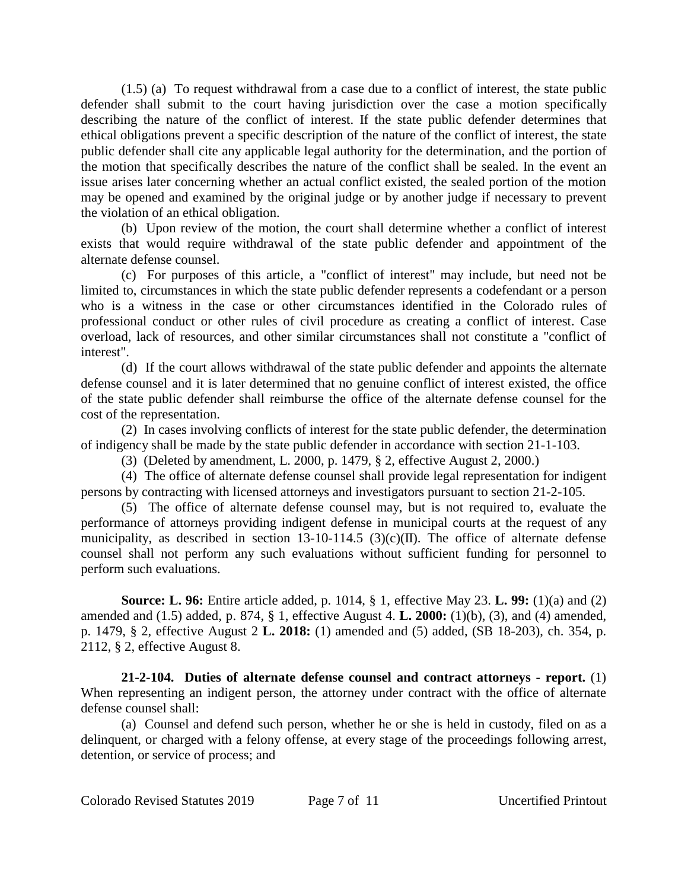(1.5) (a) To request withdrawal from a case due to a conflict of interest, the state public defender shall submit to the court having jurisdiction over the case a motion specifically describing the nature of the conflict of interest. If the state public defender determines that ethical obligations prevent a specific description of the nature of the conflict of interest, the state public defender shall cite any applicable legal authority for the determination, and the portion of the motion that specifically describes the nature of the conflict shall be sealed. In the event an issue arises later concerning whether an actual conflict existed, the sealed portion of the motion may be opened and examined by the original judge or by another judge if necessary to prevent the violation of an ethical obligation.

(b) Upon review of the motion, the court shall determine whether a conflict of interest exists that would require withdrawal of the state public defender and appointment of the alternate defense counsel.

(c) For purposes of this article, a "conflict of interest" may include, but need not be limited to, circumstances in which the state public defender represents a codefendant or a person who is a witness in the case or other circumstances identified in the Colorado rules of professional conduct or other rules of civil procedure as creating a conflict of interest. Case overload, lack of resources, and other similar circumstances shall not constitute a "conflict of interest".

(d) If the court allows withdrawal of the state public defender and appoints the alternate defense counsel and it is later determined that no genuine conflict of interest existed, the office of the state public defender shall reimburse the office of the alternate defense counsel for the cost of the representation.

(2) In cases involving conflicts of interest for the state public defender, the determination of indigency shall be made by the state public defender in accordance with section 21-1-103.

(3) (Deleted by amendment, L. 2000, p. 1479, § 2, effective August 2, 2000.)

(4) The office of alternate defense counsel shall provide legal representation for indigent persons by contracting with licensed attorneys and investigators pursuant to section 21-2-105.

(5) The office of alternate defense counsel may, but is not required to, evaluate the performance of attorneys providing indigent defense in municipal courts at the request of any municipality, as described in section 13-10-114.5 (3)(c)(II). The office of alternate defense counsel shall not perform any such evaluations without sufficient funding for personnel to perform such evaluations.

**Source: L. 96:** Entire article added, p. 1014, § 1, effective May 23. **L. 99:** (1)(a) and (2) amended and (1.5) added, p. 874, § 1, effective August 4. **L. 2000:** (1)(b), (3), and (4) amended, p. 1479, § 2, effective August 2 **L. 2018:** (1) amended and (5) added, (SB 18-203), ch. 354, p. 2112, § 2, effective August 8.

**21-2-104. Duties of alternate defense counsel and contract attorneys - report.** (1) When representing an indigent person, the attorney under contract with the office of alternate defense counsel shall:

(a) Counsel and defend such person, whether he or she is held in custody, filed on as a delinquent, or charged with a felony offense, at every stage of the proceedings following arrest, detention, or service of process; and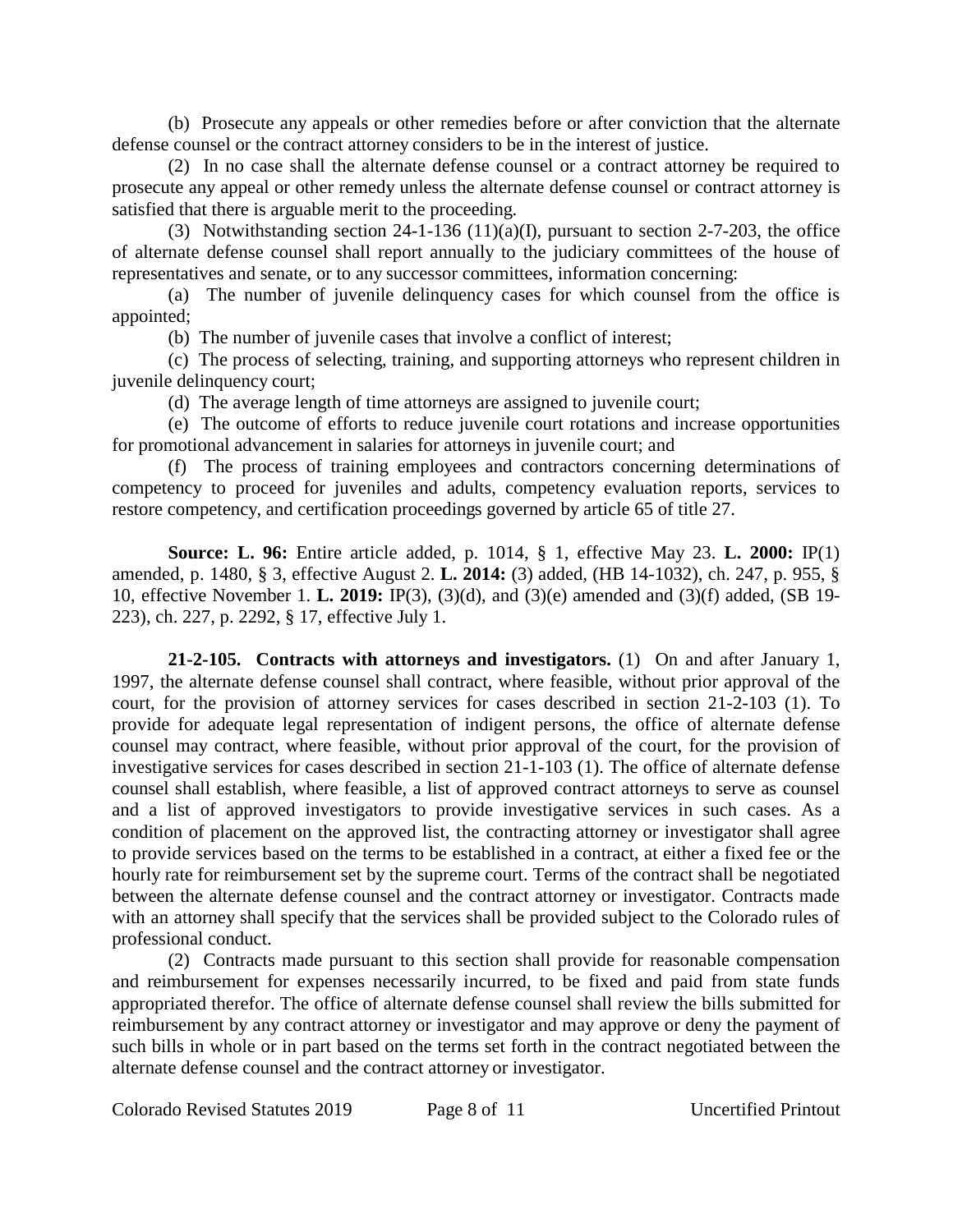(b) Prosecute any appeals or other remedies before or after conviction that the alternate defense counsel or the contract attorney considers to be in the interest of justice.

(2) In no case shall the alternate defense counsel or a contract attorney be required to prosecute any appeal or other remedy unless the alternate defense counsel or contract attorney is satisfied that there is arguable merit to the proceeding.

(3) Notwithstanding section 24-1-136 (11)(a)(I), pursuant to section 2-7-203, the office of alternate defense counsel shall report annually to the judiciary committees of the house of representatives and senate, or to any successor committees, information concerning:

(a) The number of juvenile delinquency cases for which counsel from the office is appointed;

(b) The number of juvenile cases that involve a conflict of interest;

(c) The process of selecting, training, and supporting attorneys who represent children in juvenile delinquency court;

(d) The average length of time attorneys are assigned to juvenile court;

(e) The outcome of efforts to reduce juvenile court rotations and increase opportunities for promotional advancement in salaries for attorneys in juvenile court; and

(f) The process of training employees and contractors concerning determinations of competency to proceed for juveniles and adults, competency evaluation reports, services to restore competency, and certification proceedings governed by article 65 of title 27.

**Source: L. 96:** Entire article added, p. 1014, § 1, effective May 23. **L. 2000:** IP(1) amended, p. 1480, § 3, effective August 2. **L. 2014:** (3) added, (HB 14-1032), ch. 247, p. 955, § 10, effective November 1. **L. 2019:** IP(3), (3)(d), and (3)(e) amended and (3)(f) added, (SB 19-223), ch. 227, p. 2292, § 17, effective July 1.

**21-2-105. Contracts with attorneys and investigators.** (1) On and after January 1, 1997, the alternate defense counsel shall contract, where feasible, without prior approval of the court, for the provision of attorney services for cases described in section 21-2-103 (1). To provide for adequate legal representation of indigent persons, the office of alternate defense counsel may contract, where feasible, without prior approval of the court, for the provision of investigative services for cases described in section 21-1-103 (1). The office of alternate defense counsel shall establish, where feasible, a list of approved contract attorneys to serve as counsel and a list of approved investigators to provide investigative services in such cases. As a condition of placement on the approved list, the contracting attorney or investigator shall agree to provide services based on the terms to be established in a contract, at either a fixed fee or the hourly rate for reimbursement set by the supreme court. Terms of the contract shall be negotiated between the alternate defense counsel and the contract attorney or investigator. Contracts made with an attorney shall specify that the services shall be provided subject to the Colorado rules of professional conduct.

(2) Contracts made pursuant to this section shall provide for reasonable compensation and reimbursement for expenses necessarily incurred, to be fixed and paid from state funds appropriated therefor. The office of alternate defense counsel shall review the bills submitted for reimbursement by any contract attorney or investigator and may approve or deny the payment of such bills in whole or in part based on the terms set forth in the contract negotiated between the alternate defense counsel and the contract attorney or investigator.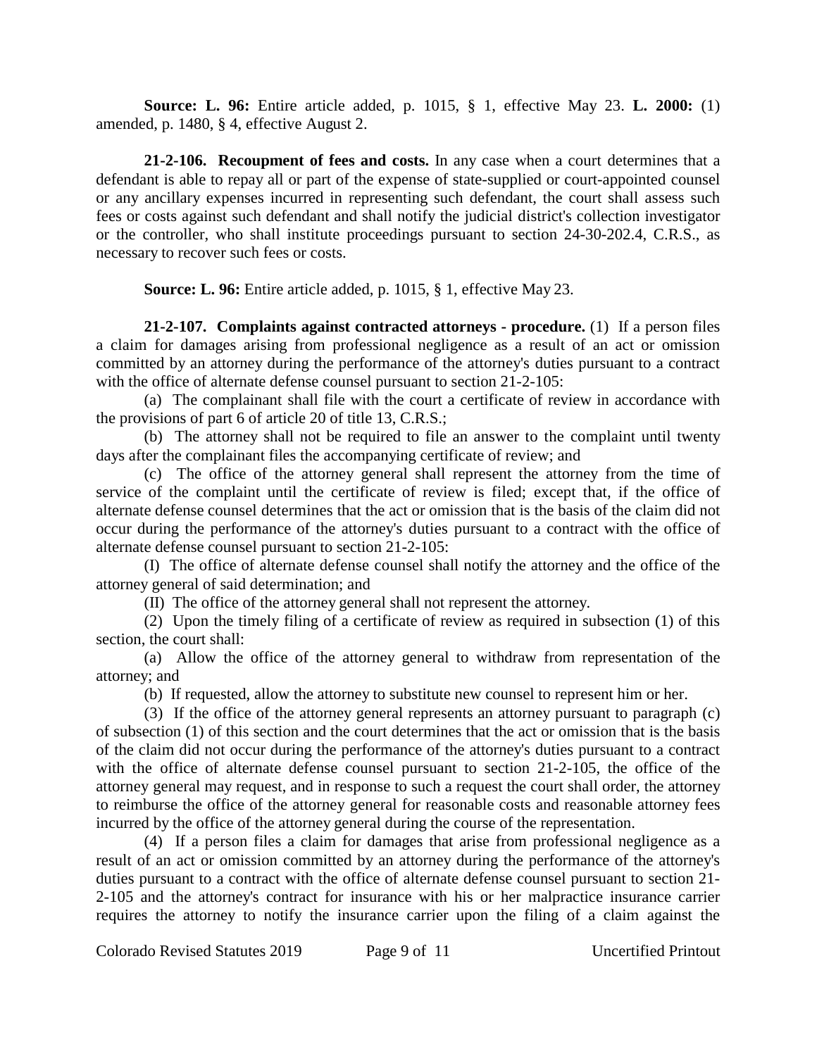**Source: L. 96:** Entire article added, p. 1015, § 1, effective May 23. **L. 2000:** (1) amended, p. 1480, § 4, effective August 2.

**21-2-106. Recoupment of fees and costs.** In any case when a court determines that a defendant is able to repay all or part of the expense of state-supplied or court-appointed counsel or any ancillary expenses incurred in representing such defendant, the court shall assess such fees or costs against such defendant and shall notify the judicial district's collection investigator or the controller, who shall institute proceedings pursuant to section 24-30-202.4, C.R.S., as necessary to recover such fees or costs.

**Source: L. 96:** Entire article added, p. 1015, § 1, effective May 23.

**21-2-107. Complaints against contracted attorneys - procedure.** (1) If a person files a claim for damages arising from professional negligence as a result of an act or omission committed by an attorney during the performance of the attorney's duties pursuant to a contract with the office of alternate defense counsel pursuant to section 21-2-105:

(a) The complainant shall file with the court a certificate of review in accordance with the provisions of part 6 of article 20 of title 13, C.R.S.;

(b) The attorney shall not be required to file an answer to the complaint until twenty days after the complainant files the accompanying certificate of review; and

(c) The office of the attorney general shall represent the attorney from the time of service of the complaint until the certificate of review is filed; except that, if the office of alternate defense counsel determines that the act or omission that is the basis of the claim did not occur during the performance of the attorney's duties pursuant to a contract with the office of alternate defense counsel pursuant to section 21-2-105:

(I) The office of alternate defense counsel shall notify the attorney and the office of the attorney general of said determination; and

(II) The office of the attorney general shall not represent the attorney.

(2) Upon the timely filing of a certificate of review as required in subsection (1) of this section, the court shall:

(a) Allow the office of the attorney general to withdraw from representation of the attorney; and

(b) If requested, allow the attorney to substitute new counsel to represent him or her.

(3) If the office of the attorney general represents an attorney pursuant to paragraph (c) of subsection (1) of this section and the court determines that the act or omission that is the basis of the claim did not occur during the performance of the attorney's duties pursuant to a contract with the office of alternate defense counsel pursuant to section 21-2-105, the office of the attorney general may request, and in response to such a request the court shall order, the attorney to reimburse the office of the attorney general for reasonable costs and reasonable attorney fees incurred by the office of the attorney general during the course of the representation.

(4) If a person files a claim for damages that arise from professional negligence as a result of an act or omission committed by an attorney during the performance of the attorney's duties pursuant to a contract with the office of alternate defense counsel pursuant to section 21-2-105 and the attorney's contract for insurance with his or her malpractice insurance carrier requires the attorney to notify the insurance carrier upon the filing of a claim against the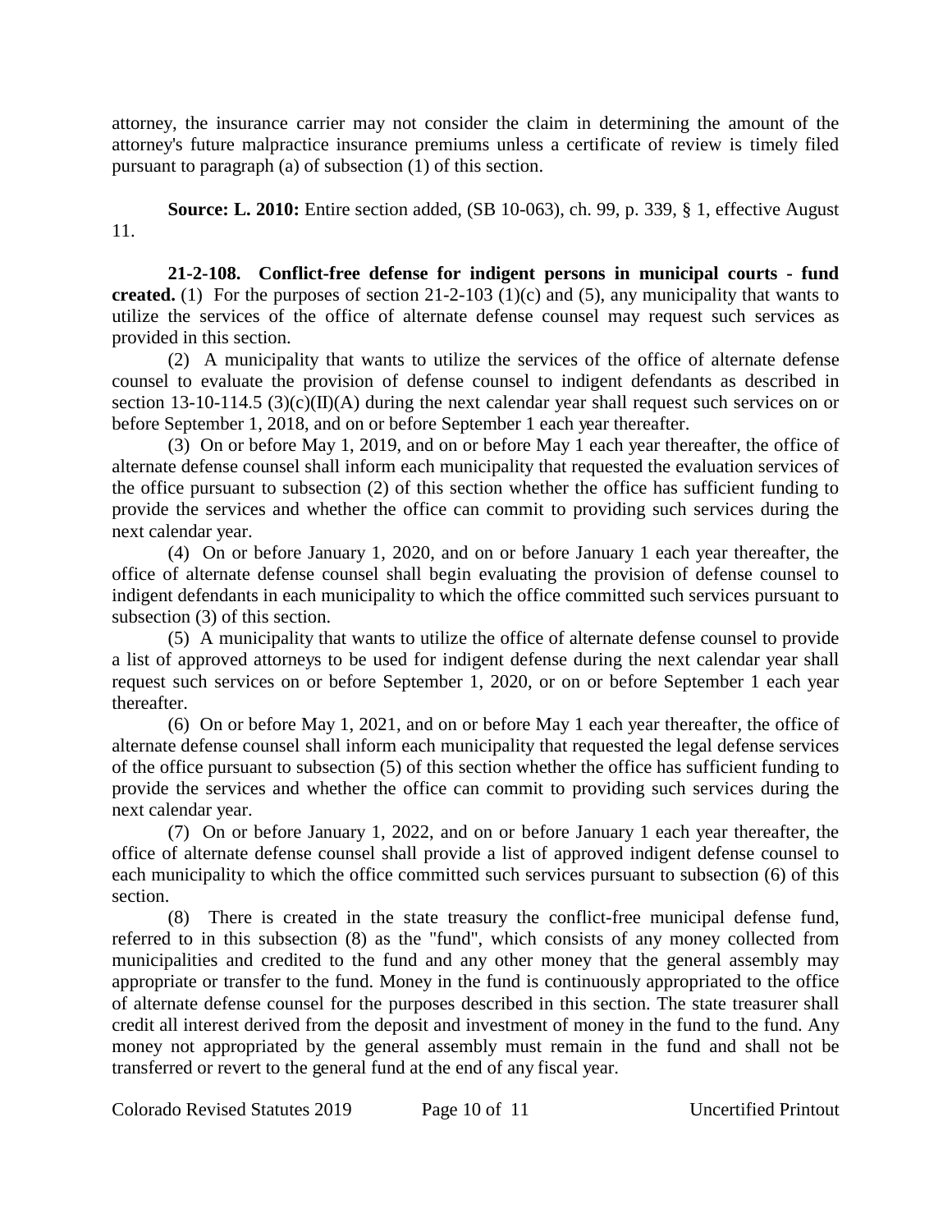attorney, the insurance carrier may not consider the claim in determining the amount of the attorney's future malpractice insurance premiums unless a certificate of review is timely filed pursuant to paragraph (a) of subsection (1) of this section.

**Source: L. 2010:** Entire section added, (SB 10-063), ch. 99, p. 339, § 1, effective August 11.

**21-2-108. Conflict-free defense for indigent persons in municipal courts - fund created.** (1) For the purposes of section 21-2-103 (1)(c) and (5), any municipality that wants to utilize the services of the office of alternate defense counsel may request such services as provided in this section.

(2) A municipality that wants to utilize the services of the office of alternate defense counsel to evaluate the provision of defense counsel to indigent defendants as described in section 13-10-114.5 (3)(c)(II)(A) during the next calendar year shall request such services on or before September 1, 2018, and on or before September 1 each year thereafter.

(3) On or before May 1, 2019, and on or before May 1 each year thereafter, the office of alternate defense counsel shall inform each municipality that requested the evaluation services of the office pursuant to subsection (2) of this section whether the office has sufficient funding to provide the services and whether the office can commit to providing such services during the next calendar year.

(4) On or before January 1, 2020, and on or before January 1 each year thereafter, the office of alternate defense counsel shall begin evaluating the provision of defense counsel to indigent defendants in each municipality to which the office committed such services pursuant to subsection (3) of this section.

(5) A municipality that wants to utilize the office of alternate defense counsel to provide a list of approved attorneys to be used for indigent defense during the next calendar year shall request such services on or before September 1, 2020, or on or before September 1 each year thereafter.

(6) On or before May 1, 2021, and on or before May 1 each year thereafter, the office of alternate defense counsel shall inform each municipality that requested the legal defense services of the office pursuant to subsection (5) of this section whether the office has sufficient funding to provide the services and whether the office can commit to providing such services during the next calendar year.

(7) On or before January 1, 2022, and on or before January 1 each year thereafter, the office of alternate defense counsel shall provide a list of approved indigent defense counsel to each municipality to which the office committed such services pursuant to subsection (6) of this section.

(8) There is created in the state treasury the conflict-free municipal defense fund, referred to in this subsection (8) as the "fund", which consists of any money collected from municipalities and credited to the fund and any other money that the general assembly may appropriate or transfer to the fund. Money in the fund is continuously appropriated to the office of alternate defense counsel for the purposes described in this section. The state treasurer shall credit all interest derived from the deposit and investment of money in the fund to the fund. Any money not appropriated by the general assembly must remain in the fund and shall not be transferred or revert to the general fund at the end of any fiscal year.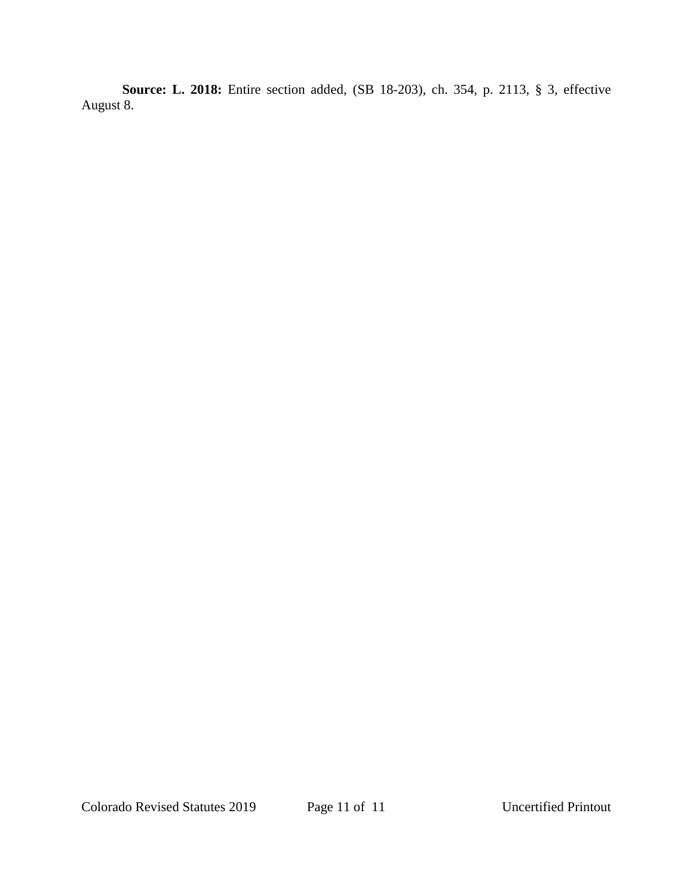**Source: L. 2018:** Entire section added, (SB 18-203), ch. 354, p. 2113, § 3, effective August 8.